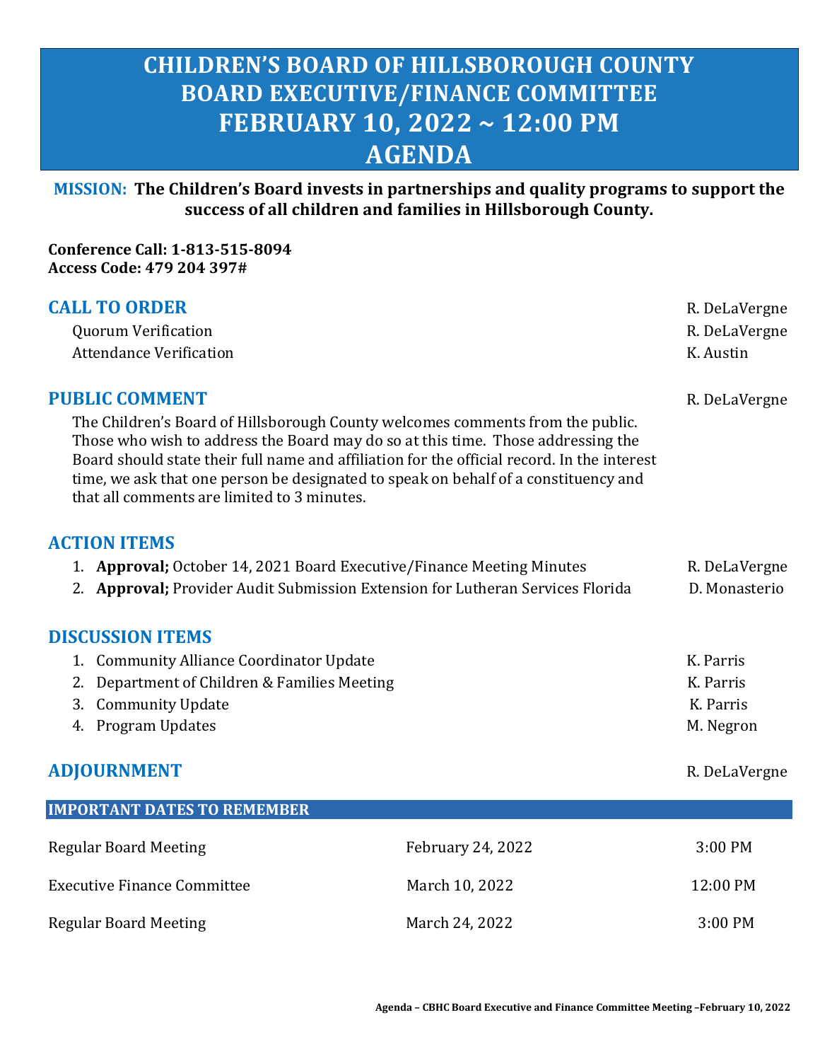# CHILDREN'S BOARD OF HILLSBOROUGH COUNTY
# BOARD EXECUTIVE/FINANCE COMMITTEE
# FEBRUARY 10, 2022 ~ 12:00 PM
# AGENDA

**MISSION: The Children's Board invests in partnerships and quality programs to support the success of all children and families in Hillsborough County.**

**Conference Call: 1-813-515-8094**
**Access Code: 479 204 397#**

## CALL TO ORDER — R. DeLaVergne

- Quorum Verification — R. DeLaVergne
- Attendance Verification — K. Austin

## PUBLIC COMMENT — R. DeLaVergne

The Children's Board of Hillsborough County welcomes comments from the public. Those who wish to address the Board may do so at this time. Those addressing the Board should state their full name and affiliation for the official record. In the interest time, we ask that one person be designated to speak on behalf of a constituency and that all comments are limited to 3 minutes.

## ACTION ITEMS

1. **Approval;** October 14, 2021 Board Executive/Finance Meeting Minutes — R. DeLaVergne
2. **Approval;** Provider Audit Submission Extension for Lutheran Services Florida — D. Monasterio

## DISCUSSION ITEMS

1. Community Alliance Coordinator Update — K. Parris
2. Department of Children & Families Meeting — K. Parris
3. Community Update — K. Parris
4. Program Updates — M. Negron

## ADJOURNMENT — R. DeLaVergne

| IMPORTANT DATES TO REMEMBER | | |
|---|---|---|
| Regular Board Meeting | February 24, 2022 | 3:00 PM |
| Executive Finance Committee | March 10, 2022 | 12:00 PM |
| Regular Board Meeting | March 24, 2022 | 3:00 PM |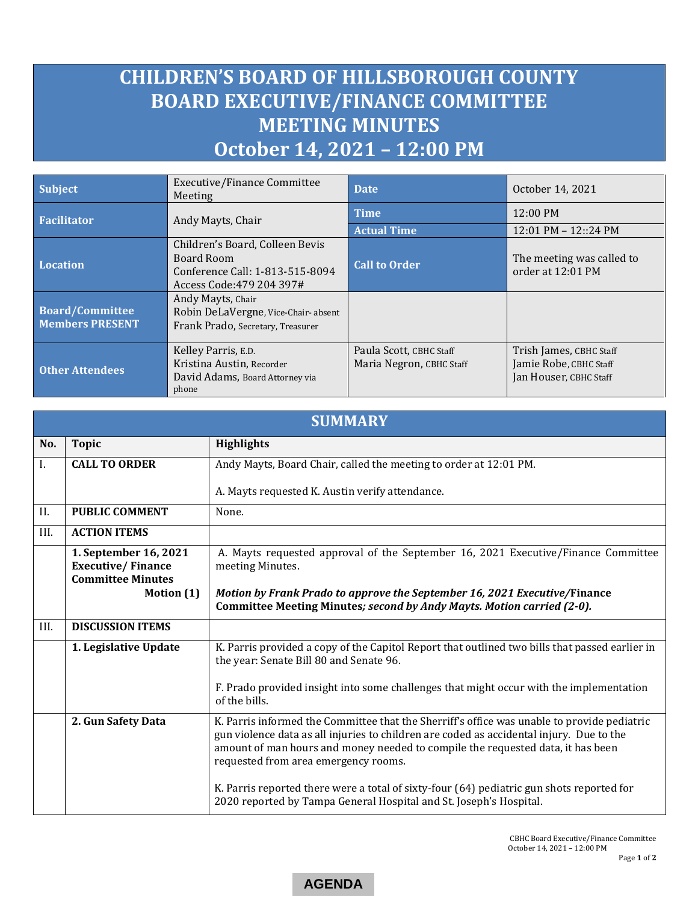# CHILDREN'S BOARD OF HILLSBOROUGH COUNTY
# BOARD EXECUTIVE/FINANCE COMMITTEE
# MEETING MINUTES
# October 14, 2021 – 12:00 PM

| | | | |
|---|---|---|---|
| **Subject** | Executive/Finance Committee Meeting | **Date** | October 14, 2021 |
| **Facilitator** | Andy Mayts, Chair | **Time** | 12:00 PM |
| | | **Actual Time** | 12:01 PM – 12::24 PM |
| **Location** | Children's Board, Colleen Bevis Board Room<br>Conference Call: 1-813-515-8094<br>Access Code:479 204 397# | **Call to Order** | The meeting was called to order at 12:01 PM |
| **Board/Committee Members PRESENT** | Andy Mayts, Chair<br>Robin DeLaVergne, Vice-Chair- absent<br>Frank Prado, Secretary, Treasurer | | |
| **Other Attendees** | Kelley Parris, E.D.<br>Kristina Austin, Recorder<br>David Adams, Board Attorney via phone | Paula Scott, CBHC Staff<br>Maria Negron, CBHC Staff | Trish James, CBHC Staff<br>Jamie Robe, CBHC Staff<br>Jan Houser, CBHC Staff |

## SUMMARY

| No. | Topic | Highlights |
|---|---|---|
| I. | **CALL TO ORDER** | Andy Mayts, Board Chair, called the meeting to order at 12:01 PM.<br><br>A. Mayts requested K. Austin verify attendance. |
| II. | **PUBLIC COMMENT** | None. |
| III. | **ACTION ITEMS** | |
| | **1. September 16, 2021 Executive/ Finance Committee Minutes Motion (1)** | A. Mayts requested approval of the September 16, 2021 Executive/Finance Committee meeting Minutes.<br><br>***Motion by Frank Prado to approve the September 16, 2021 Executive/*Finance Committee Meeting Minutes*; second by Andy Mayts. Motion carried (2-0).*** |
| III. | **DISCUSSION ITEMS** | |
| | **1. Legislative Update** | K. Parris provided a copy of the Capitol Report that outlined two bills that passed earlier in the year: Senate Bill 80 and Senate 96.<br><br>F. Prado provided insight into some challenges that might occur with the implementation of the bills. |
| | **2. Gun Safety Data** | K. Parris informed the Committee that the Sherriff's office was unable to provide pediatric gun violence data as all injuries to children are coded as accidental injury. Due to the amount of man hours and money needed to compile the requested data, it has been requested from area emergency rooms.<br><br>K. Parris reported there were a total of sixty-four (64) pediatric gun shots reported for 2020 reported by Tampa General Hospital and St. Joseph's Hospital. |

AGENDA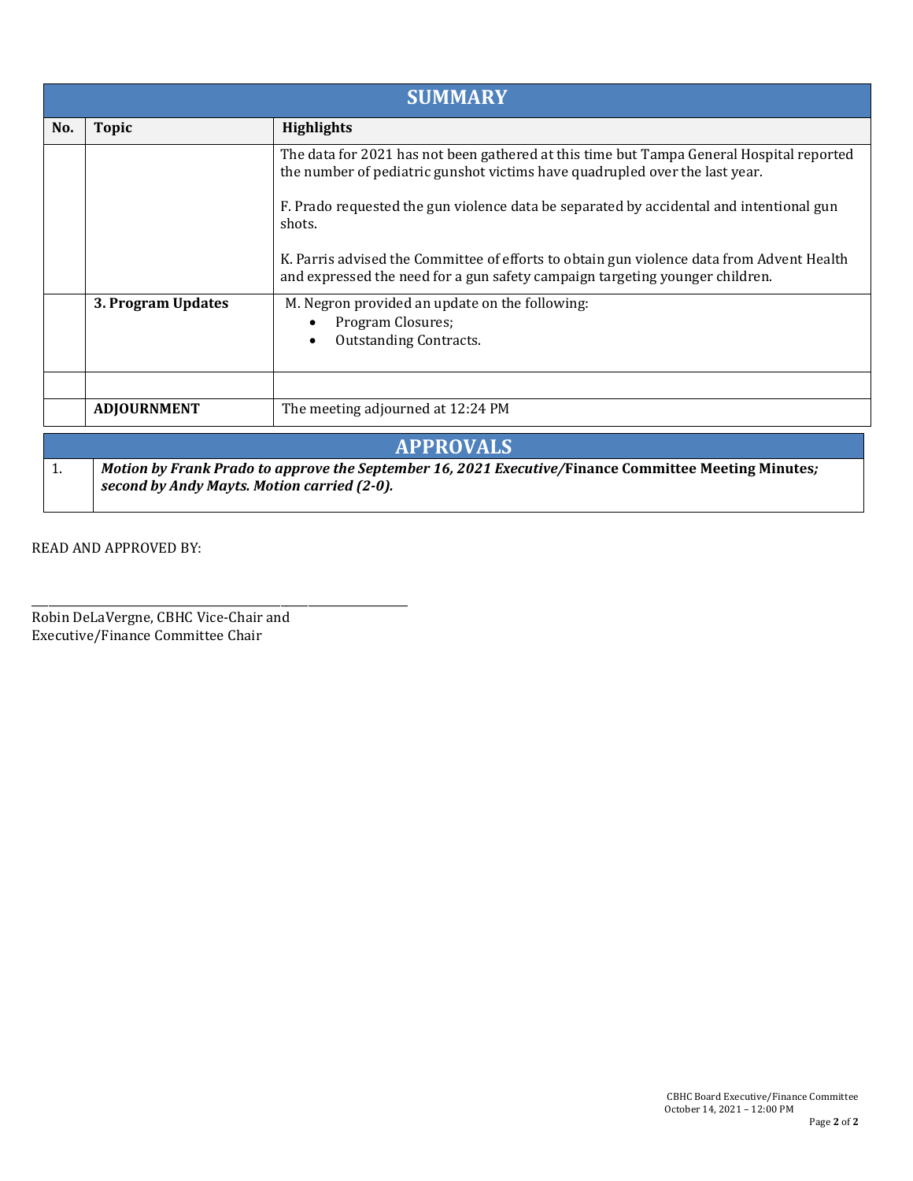## SUMMARY

| No. | Topic | Highlights |
|---|---|---|
| | | The data for 2021 has not been gathered at this time but Tampa General Hospital reported the number of pediatric gunshot victims have quadrupled over the last year.<br><br>F. Prado requested the gun violence data be separated by accidental and intentional gun shots.<br><br>K. Parris advised the Committee of efforts to obtain gun violence data from Advent Health and expressed the need for a gun safety campaign targeting younger children. |
| | **3. Program Updates** | M. Negron provided an update on the following:<br>• Program Closures;<br>• Outstanding Contracts. |
| | | |
| | **ADJOURNMENT** | The meeting adjourned at 12:24 PM |

## APPROVALS

| | |
|---|---|
| 1. | ***Motion by Frank Prado to approve the September 16, 2021 Executive/*****Finance Committee Meeting Minutes*****;*** ***second by Andy Mayts. Motion carried (2-0).*** |

READ AND APPROVED BY:

\_\_\_\_\_\_\_\_\_\_\_\_\_\_\_\_\_\_\_\_\_\_\_\_\_\_\_\_\_\_\_\_\_\_\_\_\_\_\_\_\_\_\_\_\_\_\_\_\_\_\_\_\_\_\_\_\_\_\_\_

Robin DeLaVergne, CBHC Vice-Chair and
Executive/Finance Committee Chair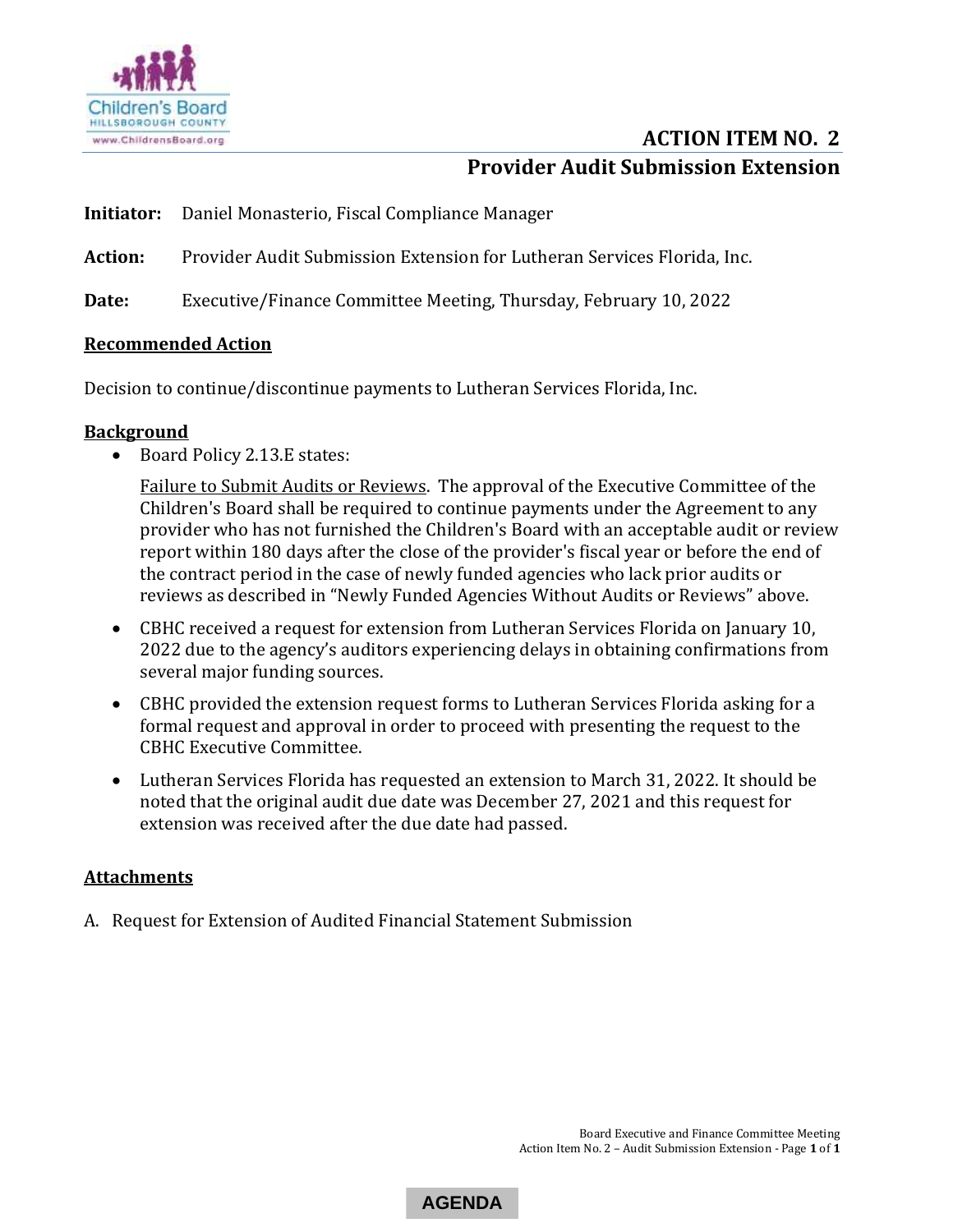# ACTION ITEM NO. 2

## Provider Audit Submission Extension

**Initiator:** Daniel Monasterio, Fiscal Compliance Manager

**Action:** Provider Audit Submission Extension for Lutheran Services Florida, Inc.

**Date:** Executive/Finance Committee Meeting, Thursday, February 10, 2022

**Recommended Action**

Decision to continue/discontinue payments to Lutheran Services Florida, Inc.

**Background**

- Board Policy 2.13.E states:

  Failure to Submit Audits or Reviews. The approval of the Executive Committee of the Children's Board shall be required to continue payments under the Agreement to any provider who has not furnished the Children's Board with an acceptable audit or review report within 180 days after the close of the provider's fiscal year or before the end of the contract period in the case of newly funded agencies who lack prior audits or reviews as described in "Newly Funded Agencies Without Audits or Reviews" above.

- CBHC received a request for extension from Lutheran Services Florida on January 10, 2022 due to the agency's auditors experiencing delays in obtaining confirmations from several major funding sources.

- CBHC provided the extension request forms to Lutheran Services Florida asking for a formal request and approval in order to proceed with presenting the request to the CBHC Executive Committee.

- Lutheran Services Florida has requested an extension to March 31, 2022. It should be noted that the original audit due date was December 27, 2021 and this request for extension was received after the due date had passed.

**Attachments**

A. Request for Extension of Audited Financial Statement Submission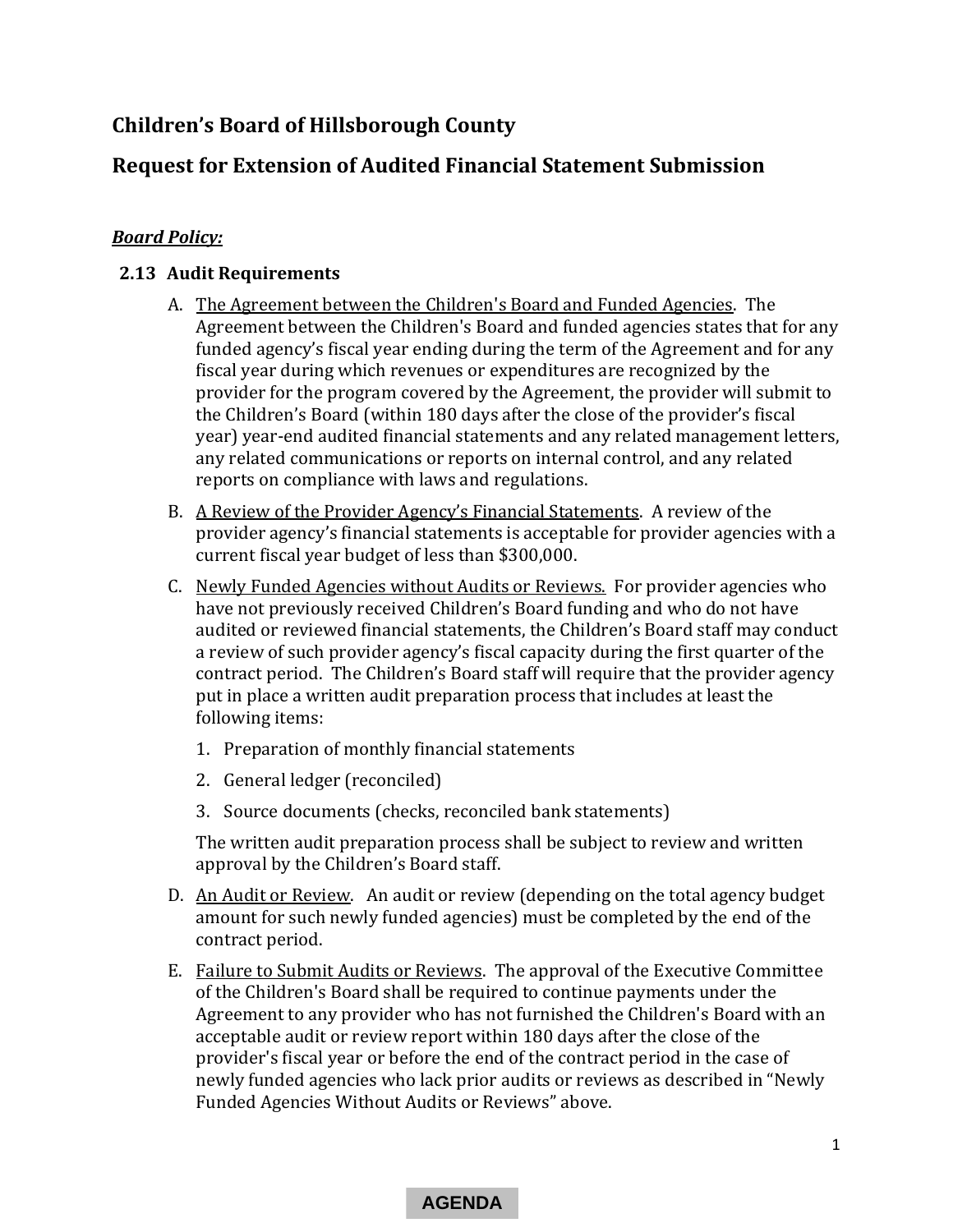## Children's Board of Hillsborough County

## Request for Extension of Audited Financial Statement Submission

***Board Policy:***

### 2.13 Audit Requirements

A. The Agreement between the Children's Board and Funded Agencies. The Agreement between the Children's Board and funded agencies states that for any funded agency's fiscal year ending during the term of the Agreement and for any fiscal year during which revenues or expenditures are recognized by the provider for the program covered by the Agreement, the provider will submit to the Children's Board (within 180 days after the close of the provider's fiscal year) year-end audited financial statements and any related management letters, any related communications or reports on internal control, and any related reports on compliance with laws and regulations.

B. A Review of the Provider Agency's Financial Statements. A review of the provider agency's financial statements is acceptable for provider agencies with a current fiscal year budget of less than $300,000.

C. Newly Funded Agencies without Audits or Reviews. For provider agencies who have not previously received Children's Board funding and who do not have audited or reviewed financial statements, the Children's Board staff may conduct a review of such provider agency's fiscal capacity during the first quarter of the contract period. The Children's Board staff will require that the provider agency put in place a written audit preparation process that includes at least the following items:

1. Preparation of monthly financial statements
2. General ledger (reconciled)
3. Source documents (checks, reconciled bank statements)

The written audit preparation process shall be subject to review and written approval by the Children's Board staff.

D. An Audit or Review. An audit or review (depending on the total agency budget amount for such newly funded agencies) must be completed by the end of the contract period.

E. Failure to Submit Audits or Reviews. The approval of the Executive Committee of the Children's Board shall be required to continue payments under the Agreement to any provider who has not furnished the Children's Board with an acceptable audit or review report within 180 days after the close of the provider's fiscal year or before the end of the contract period in the case of newly funded agencies who lack prior audits or reviews as described in "Newly Funded Agencies Without Audits or Reviews" above.

AGENDA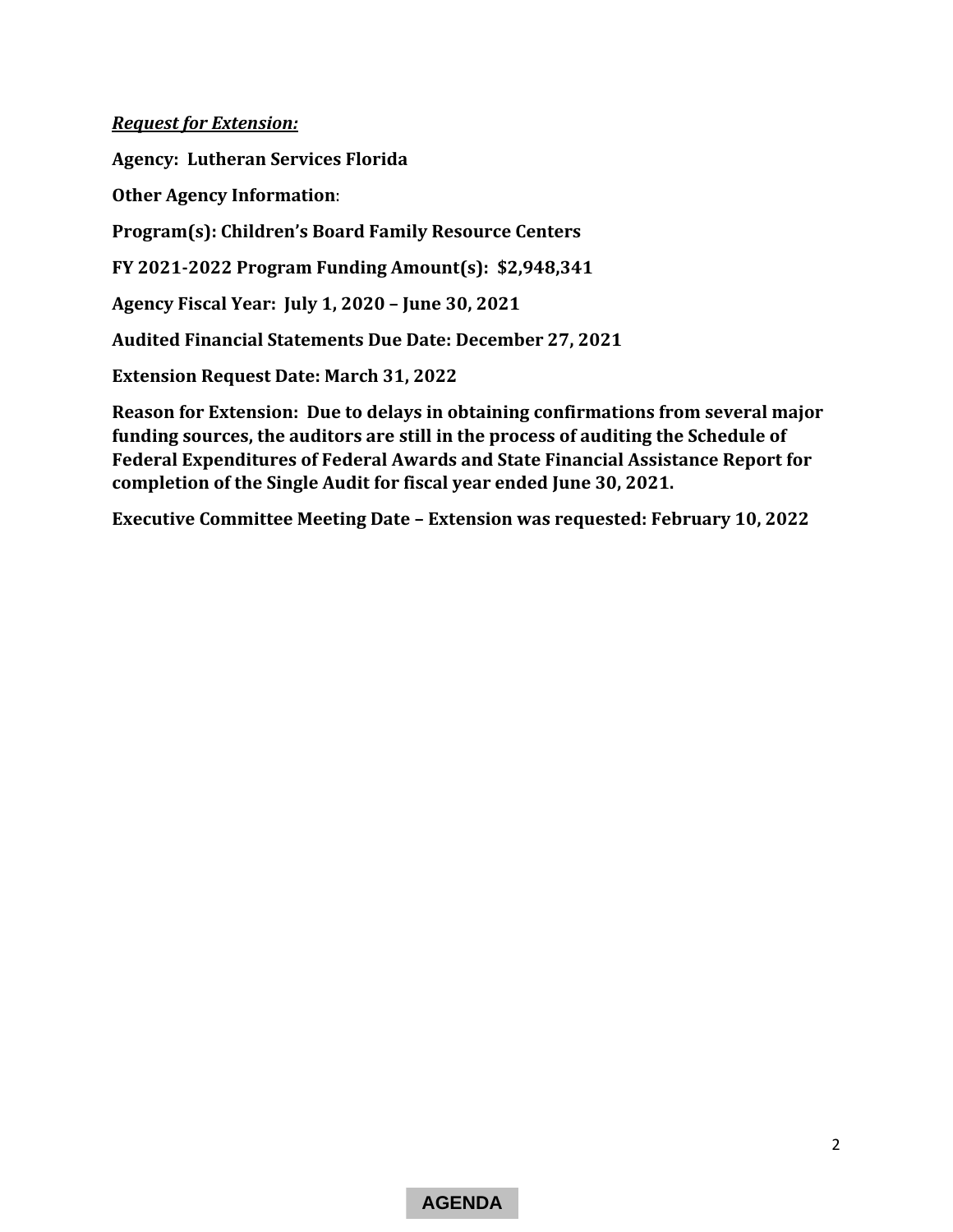***Request for Extension:***

**Agency: Lutheran Services Florida**

**Other Agency Information**:

**Program(s): Children's Board Family Resource Centers**

**FY 2021-2022 Program Funding Amount(s): $2,948,341**

**Agency Fiscal Year: July 1, 2020 – June 30, 2021**

**Audited Financial Statements Due Date: December 27, 2021**

**Extension Request Date: March 31, 2022**

**Reason for Extension: Due to delays in obtaining confirmations from several major funding sources, the auditors are still in the process of auditing the Schedule of Federal Expenditures of Federal Awards and State Financial Assistance Report for completion of the Single Audit for fiscal year ended June 30, 2021.**

**Executive Committee Meeting Date – Extension was requested: February 10, 2022**

AGENDA